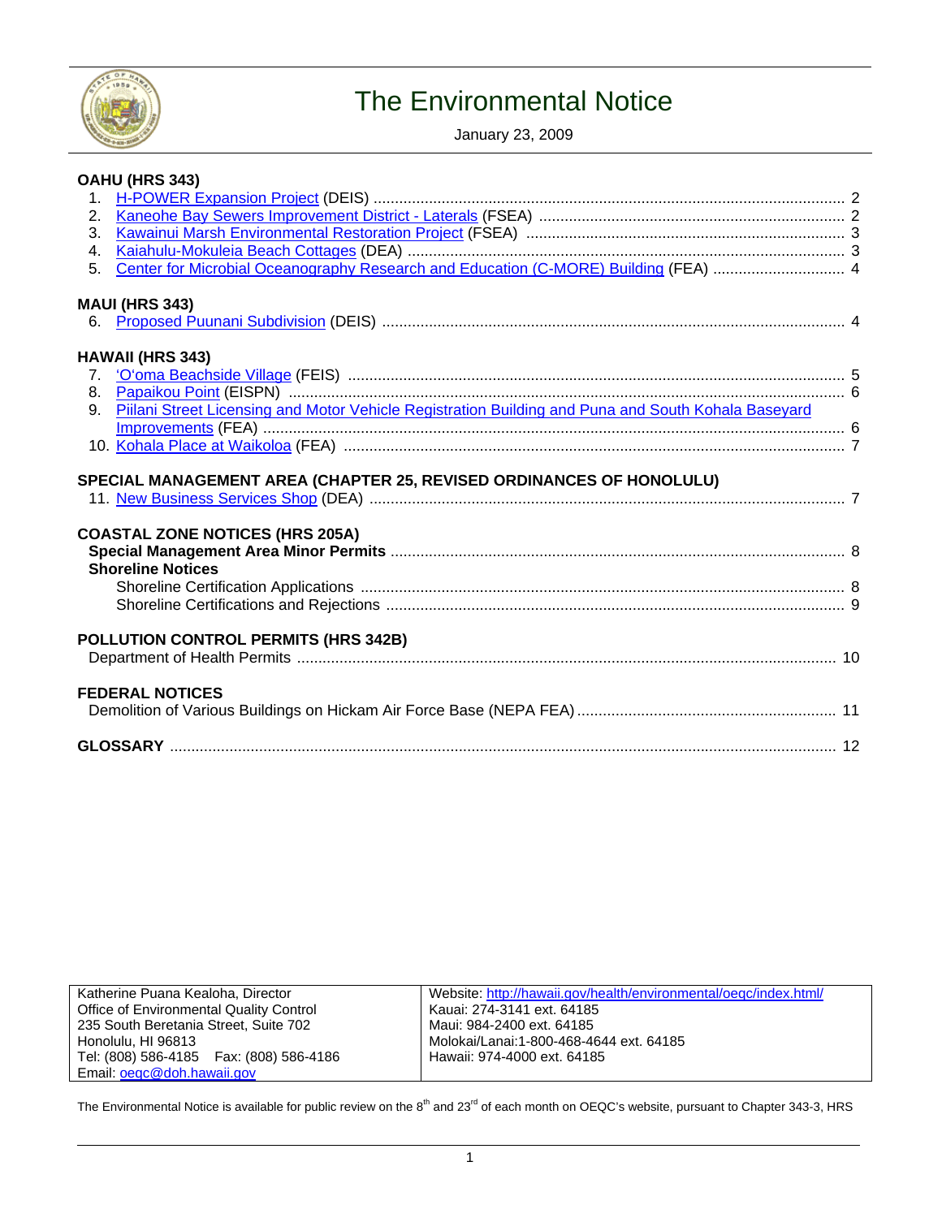# The Environmental Notice

January 23, 2009

**OAHU (HRS 343)**

1. H-POWER Expansion Project (DEIS) ..... 2
2. Kaneohe Bay Sewers Improvement District - Laterals (FSEA) ..... 2
3. Kawainui Marsh Environmental Restoration Project (FSEA) ..... 3
4. Kaiahulu-Mokuleia Beach Cottages (DEA) ..... 3
5. Center for Microbial Oceanography Research and Education (C-MORE) Building (FEA) ..... 4

**MAUI (HRS 343)**

6. Proposed Puunani Subdivision (DEIS) ..... 4

**HAWAII (HRS 343)**

7. ‘O‘oma Beachside Village (FEIS) ..... 5
8. Papaikou Point (EISPN) ..... 6
9. Piilani Street Licensing and Motor Vehicle Registration Building and Puna and South Kohala Baseyard Improvements (FEA) ..... 6
10. Kohala Place at Waikoloa (FEA) ..... 7

**SPECIAL MANAGEMENT AREA (CHAPTER 25, REVISED ORDINANCES OF HONOLULU)**

11. New Business Services Shop (DEA) ..... 7

**COASTAL ZONE NOTICES (HRS 205A)**

**Special Management Area Minor Permits** ..... 8

**Shoreline Notices**

- Shoreline Certification Applications ..... 8
- Shoreline Certifications and Rejections ..... 9

**POLLUTION CONTROL PERMITS (HRS 342B)**

Department of Health Permits ..... 10

**FEDERAL NOTICES**

Demolition of Various Buildings on Hickam Air Force Base (NEPA FEA) ..... 11

**GLOSSARY** ..... 12

| Katherine Puana Kealoha, Director<br>Office of Environmental Quality Control<br>235 South Beretania Street, Suite 702<br>Honolulu, HI 96813<br>Tel: (808) 586-4185 Fax: (808) 586-4186<br>Email: oeqc@doh.hawaii.gov | Website: http://hawaii.gov/health/environmental/oeqc/index.html/<br>Kauai: 274-3141 ext. 64185<br>Maui: 984-2400 ext. 64185<br>Molokai/Lanai:1-800-468-4644 ext. 64185<br>Hawaii: 974-4000 ext. 64185 |
|---|---|

The Environmental Notice is available for public review on the 8th and 23rd of each month on OEQC's website, pursuant to Chapter 343-3, HRS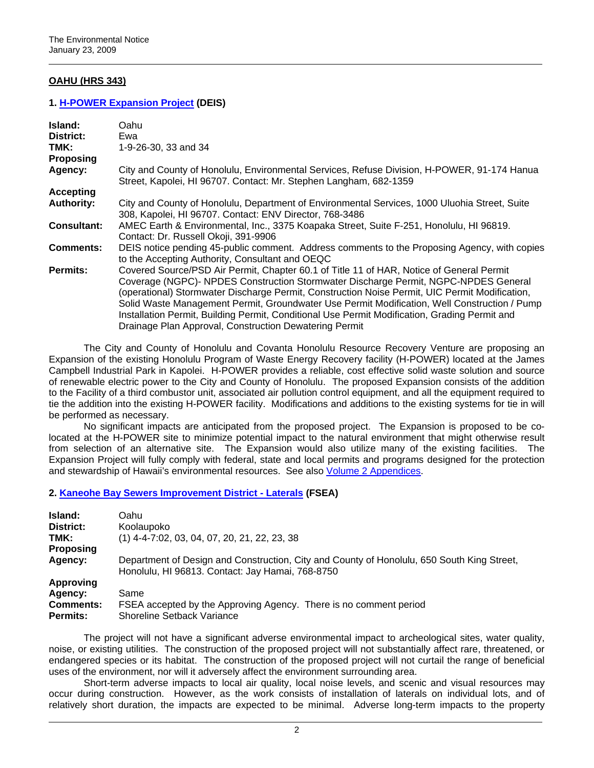## OAHU (HRS 343)

### 1. H-POWER Expansion Project (DEIS)

| | |
|---|---|
| **Island:** | Oahu |
| **District:** | Ewa |
| **TMK:** | 1-9-26-30, 33 and 34 |
| **Proposing Agency:** | City and County of Honolulu, Environmental Services, Refuse Division, H-POWER, 91-174 Hanua Street, Kapolei, HI 96707. Contact: Mr. Stephen Langham, 682-1359 |
| **Accepting Authority:** | City and County of Honolulu, Department of Environmental Services, 1000 Uluohia Street, Suite 308, Kapolei, HI 96707. Contact: ENV Director, 768-3486 |
| **Consultant:** | AMEC Earth & Environmental, Inc., 3375 Koapaka Street, Suite F-251, Honolulu, HI 96819. Contact: Dr. Russell Okoji, 391-9906 |
| **Comments:** | DEIS notice pending 45-public comment. Address comments to the Proposing Agency, with copies to the Accepting Authority, Consultant and OEQC |
| **Permits:** | Covered Source/PSD Air Permit, Chapter 60.1 of Title 11 of HAR, Notice of General Permit Coverage (NGPC)- NPDES Construction Stormwater Discharge Permit, NGPC-NPDES General (operational) Stormwater Discharge Permit, Construction Noise Permit, UIC Permit Modification, Solid Waste Management Permit, Groundwater Use Permit Modification, Well Construction / Pump Installation Permit, Building Permit, Conditional Use Permit Modification, Grading Permit and Drainage Plan Approval, Construction Dewatering Permit |

The City and County of Honolulu and Covanta Honolulu Resource Recovery Venture are proposing an Expansion of the existing Honolulu Program of Waste Energy Recovery facility (H-POWER) located at the James Campbell Industrial Park in Kapolei. H-POWER provides a reliable, cost effective solid waste solution and source of renewable electric power to the City and County of Honolulu. The proposed Expansion consists of the addition to the Facility of a third combustor unit, associated air pollution control equipment, and all the equipment required to tie the addition into the existing H-POWER facility. Modifications and additions to the existing systems for tie in will be performed as necessary.

No significant impacts are anticipated from the proposed project. The Expansion is proposed to be co-located at the H-POWER site to minimize potential impact to the natural environment that might otherwise result from selection of an alternative site. The Expansion would also utilize many of the existing facilities. The Expansion Project will fully comply with federal, state and local permits and programs designed for the protection and stewardship of Hawaii's environmental resources. See also Volume 2 Appendices.

### 2. Kaneohe Bay Sewers Improvement District - Laterals (FSEA)

| | |
|---|---|
| **Island:** | Oahu |
| **District:** | Koolaupoko |
| **TMK:** | (1) 4-4-7:02, 03, 04, 07, 20, 21, 22, 23, 38 |
| **Proposing Agency:** | Department of Design and Construction, City and County of Honolulu, 650 South King Street, Honolulu, HI 96813. Contact: Jay Hamai, 768-8750 |
| **Approving Agency:** | Same |
| **Comments:** | FSEA accepted by the Approving Agency. There is no comment period |
| **Permits:** | Shoreline Setback Variance |

The project will not have a significant adverse environmental impact to archeological sites, water quality, noise, or existing utilities. The construction of the proposed project will not substantially affect rare, threatened, or endangered species or its habitat. The construction of the proposed project will not curtail the range of beneficial uses of the environment, nor will it adversely affect the environment surrounding area.

Short-term adverse impacts to local air quality, local noise levels, and scenic and visual resources may occur during construction. However, as the work consists of installation of laterals on individual lots, and of relatively short duration, the impacts are expected to be minimal. Adverse long-term impacts to the property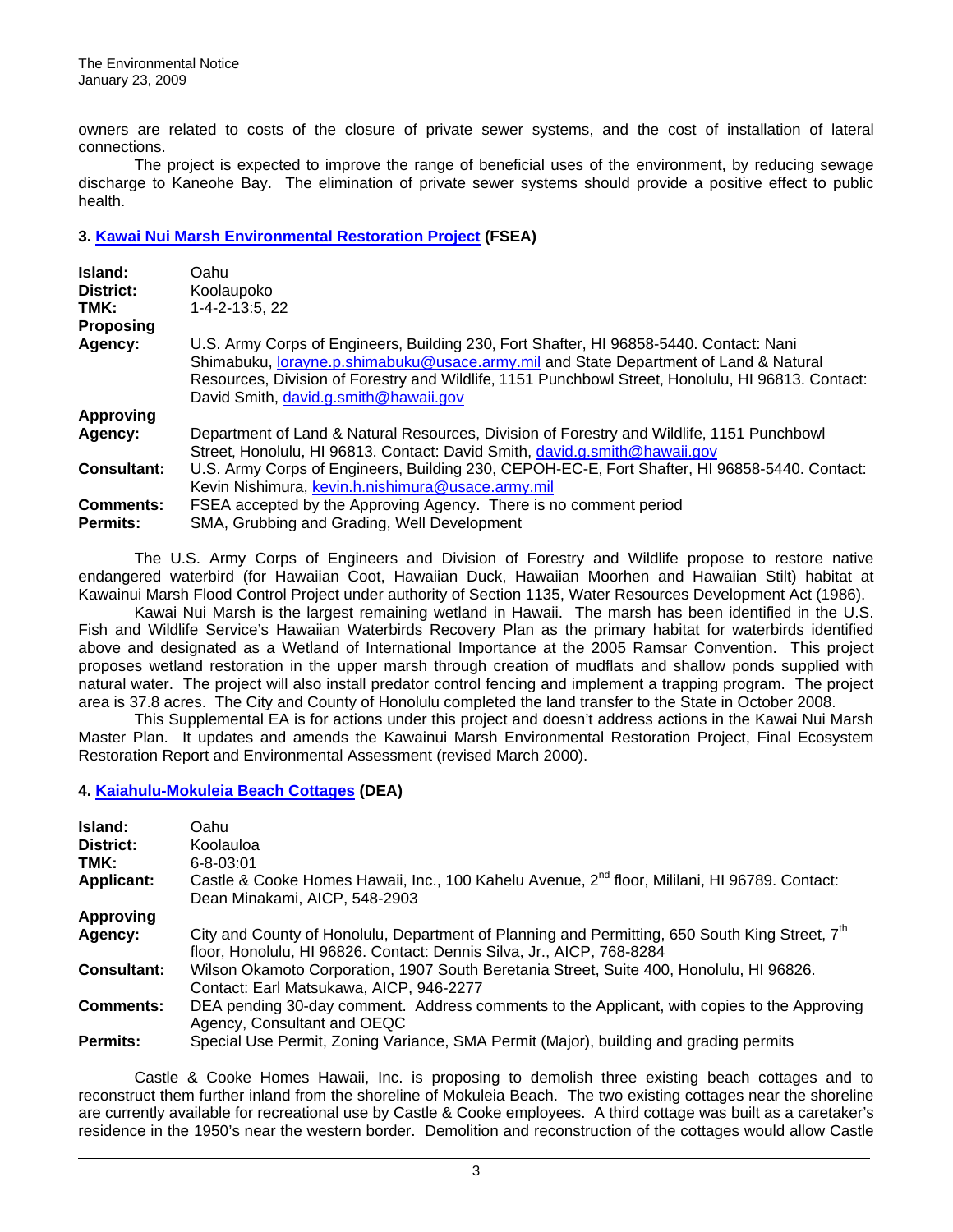owners are related to costs of the closure of private sewer systems, and the cost of installation of lateral connections.

The project is expected to improve the range of beneficial uses of the environment, by reducing sewage discharge to Kaneohe Bay. The elimination of private sewer systems should provide a positive effect to public health.

### 3. Kawai Nui Marsh Environmental Restoration Project (FSEA)

| | |
|---|---|
| **Island:** | Oahu |
| **District:** | Koolaupoko |
| **TMK:** | 1-4-2-13:5, 22 |
| **Proposing Agency:** | U.S. Army Corps of Engineers, Building 230, Fort Shafter, HI 96858-5440. Contact: Nani Shimabuku, lorayne.p.shimabuku@usace.army.mil and State Department of Land & Natural Resources, Division of Forestry and Wildlife, 1151 Punchbowl Street, Honolulu, HI 96813. Contact: David Smith, david.g.smith@hawaii.gov |
| **Approving Agency:** | Department of Land & Natural Resources, Division of Forestry and Wildlife, 1151 Punchbowl Street, Honolulu, HI 96813. Contact: David Smith, david.g.smith@hawaii.gov |
| **Consultant:** | U.S. Army Corps of Engineers, Building 230, CEPOH-EC-E, Fort Shafter, HI 96858-5440. Contact: Kevin Nishimura, kevin.h.nishimura@usace.army.mil |
| **Comments:** | FSEA accepted by the Approving Agency. There is no comment period |
| **Permits:** | SMA, Grubbing and Grading, Well Development |

The U.S. Army Corps of Engineers and Division of Forestry and Wildlife propose to restore native endangered waterbird (for Hawaiian Coot, Hawaiian Duck, Hawaiian Moorhen and Hawaiian Stilt) habitat at Kawainui Marsh Flood Control Project under authority of Section 1135, Water Resources Development Act (1986).

Kawai Nui Marsh is the largest remaining wetland in Hawaii. The marsh has been identified in the U.S. Fish and Wildlife Service's Hawaiian Waterbirds Recovery Plan as the primary habitat for waterbirds identified above and designated as a Wetland of International Importance at the 2005 Ramsar Convention. This project proposes wetland restoration in the upper marsh through creation of mudflats and shallow ponds supplied with natural water. The project will also install predator control fencing and implement a trapping program. The project area is 37.8 acres. The City and County of Honolulu completed the land transfer to the State in October 2008.

This Supplemental EA is for actions under this project and doesn't address actions in the Kawai Nui Marsh Master Plan. It updates and amends the Kawainui Marsh Environmental Restoration Project, Final Ecosystem Restoration Report and Environmental Assessment (revised March 2000).

### 4. Kaiahulu-Mokuleia Beach Cottages (DEA)

| | |
|---|---|
| **Island:** | Oahu |
| **District:** | Koolauloa |
| **TMK:** | 6-8-03:01 |
| **Applicant:** | Castle & Cooke Homes Hawaii, Inc., 100 Kahelu Avenue, 2nd floor, Mililani, HI 96789. Contact: Dean Minakami, AICP, 548-2903 |
| **Approving Agency:** | City and County of Honolulu, Department of Planning and Permitting, 650 South King Street, 7th floor, Honolulu, HI 96826. Contact: Dennis Silva, Jr., AICP, 768-8284 |
| **Consultant:** | Wilson Okamoto Corporation, 1907 South Beretania Street, Suite 400, Honolulu, HI 96826. Contact: Earl Matsukawa, AICP, 946-2277 |
| **Comments:** | DEA pending 30-day comment. Address comments to the Applicant, with copies to the Approving Agency, Consultant and OEQC |
| **Permits:** | Special Use Permit, Zoning Variance, SMA Permit (Major), building and grading permits |

Castle & Cooke Homes Hawaii, Inc. is proposing to demolish three existing beach cottages and to reconstruct them further inland from the shoreline of Mokuleia Beach. The two existing cottages near the shoreline are currently available for recreational use by Castle & Cooke employees. A third cottage was built as a caretaker's residence in the 1950's near the western border. Demolition and reconstruction of the cottages would allow Castle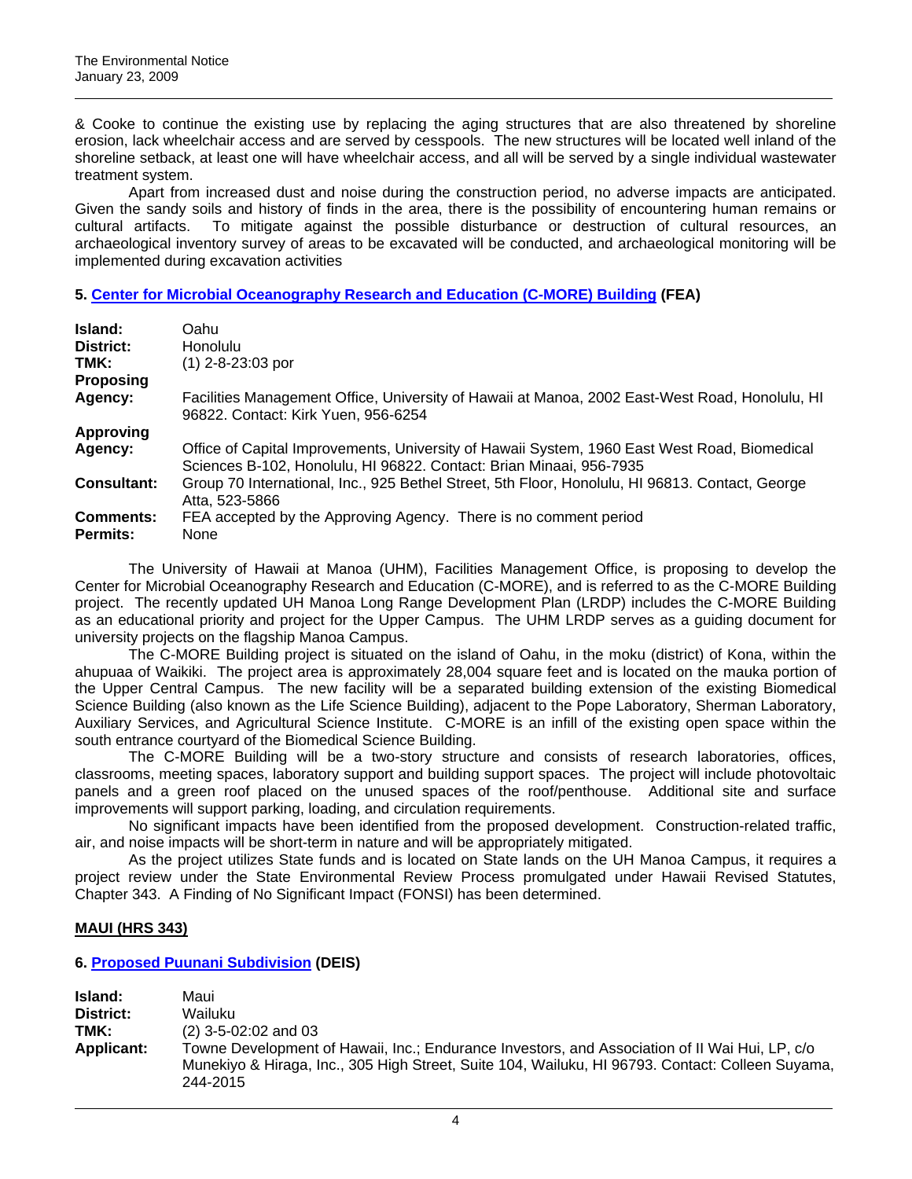& Cooke to continue the existing use by replacing the aging structures that are also threatened by shoreline erosion, lack wheelchair access and are served by cesspools. The new structures will be located well inland of the shoreline setback, at least one will have wheelchair access, and all will be served by a single individual wastewater treatment system.

Apart from increased dust and noise during the construction period, no adverse impacts are anticipated. Given the sandy soils and history of finds in the area, there is the possibility of encountering human remains or cultural artifacts. To mitigate against the possible disturbance or destruction of cultural resources, an archaeological inventory survey of areas to be excavated will be conducted, and archaeological monitoring will be implemented during excavation activities

### 5. Center for Microbial Oceanography Research and Education (C-MORE) Building (FEA)

| | |
|---|---|
| **Island:** | Oahu |
| **District:** | Honolulu |
| **TMK:** | (1) 2-8-23:03 por |
| **Proposing Agency:** | Facilities Management Office, University of Hawaii at Manoa, 2002 East-West Road, Honolulu, HI 96822. Contact: Kirk Yuen, 956-6254 |
| **Approving Agency:** | Office of Capital Improvements, University of Hawaii System, 1960 East West Road, Biomedical Sciences B-102, Honolulu, HI 96822. Contact: Brian Minaai, 956-7935 |
| **Consultant:** | Group 70 International, Inc., 925 Bethel Street, 5th Floor, Honolulu, HI 96813. Contact, George Atta, 523-5866 |
| **Comments:** | FEA accepted by the Approving Agency. There is no comment period |
| **Permits:** | None |

The University of Hawaii at Manoa (UHM), Facilities Management Office, is proposing to develop the Center for Microbial Oceanography Research and Education (C-MORE), and is referred to as the C-MORE Building project. The recently updated UH Manoa Long Range Development Plan (LRDP) includes the C-MORE Building as an educational priority and project for the Upper Campus. The UHM LRDP serves as a guiding document for university projects on the flagship Manoa Campus.

The C-MORE Building project is situated on the island of Oahu, in the moku (district) of Kona, within the ahupuaa of Waikiki. The project area is approximately 28,004 square feet and is located on the mauka portion of the Upper Central Campus. The new facility will be a separated building extension of the existing Biomedical Science Building (also known as the Life Science Building), adjacent to the Pope Laboratory, Sherman Laboratory, Auxiliary Services, and Agricultural Science Institute. C-MORE is an infill of the existing open space within the south entrance courtyard of the Biomedical Science Building.

The C-MORE Building will be a two-story structure and consists of research laboratories, offices, classrooms, meeting spaces, laboratory support and building support spaces. The project will include photovoltaic panels and a green roof placed on the unused spaces of the roof/penthouse. Additional site and surface improvements will support parking, loading, and circulation requirements.

No significant impacts have been identified from the proposed development. Construction-related traffic, air, and noise impacts will be short-term in nature and will be appropriately mitigated.

As the project utilizes State funds and is located on State lands on the UH Manoa Campus, it requires a project review under the State Environmental Review Process promulgated under Hawaii Revised Statutes, Chapter 343. A Finding of No Significant Impact (FONSI) has been determined.

## MAUI (HRS 343)

### 6. Proposed Puunani Subdivision (DEIS)

| | |
|---|---|
| **Island:** | Maui |
| **District:** | Wailuku |
| **TMK:** | (2) 3-5-02:02 and 03 |
| **Applicant:** | Towne Development of Hawaii, Inc.; Endurance Investors, and Association of II Wai Hui, LP, c/o Munekiyo & Hiraga, Inc., 305 High Street, Suite 104, Wailuku, HI 96793. Contact: Colleen Suyama, 244-2015 |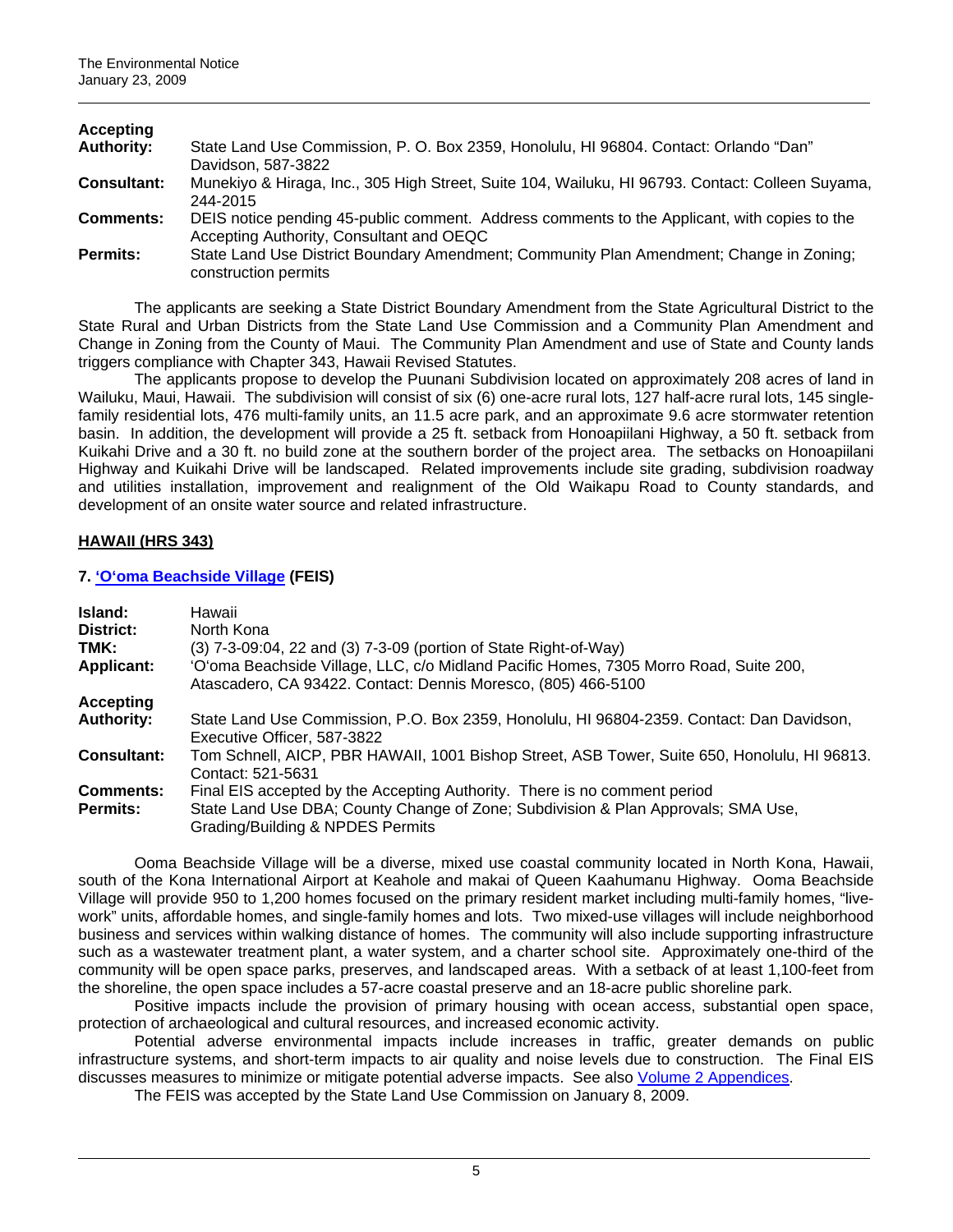| | |
|---|---|
| **Accepting Authority:** | State Land Use Commission, P. O. Box 2359, Honolulu, HI 96804. Contact: Orlando "Dan" Davidson, 587-3822 |
| **Consultant:** | Munekiyo & Hiraga, Inc., 305 High Street, Suite 104, Wailuku, HI 96793. Contact: Colleen Suyama, 244-2015 |
| **Comments:** | DEIS notice pending 45-public comment. Address comments to the Applicant, with copies to the Accepting Authority, Consultant and OEQC |
| **Permits:** | State Land Use District Boundary Amendment; Community Plan Amendment; Change in Zoning; construction permits |

The applicants are seeking a State District Boundary Amendment from the State Agricultural District to the State Rural and Urban Districts from the State Land Use Commission and a Community Plan Amendment and Change in Zoning from the County of Maui. The Community Plan Amendment and use of State and County lands triggers compliance with Chapter 343, Hawaii Revised Statutes.

The applicants propose to develop the Puunani Subdivision located on approximately 208 acres of land in Wailuku, Maui, Hawaii. The subdivision will consist of six (6) one-acre rural lots, 127 half-acre rural lots, 145 single-family residential lots, 476 multi-family units, an 11.5 acre park, and an approximate 9.6 acre stormwater retention basin. In addition, the development will provide a 25 ft. setback from Honoapiilani Highway, a 50 ft. setback from Kuikahi Drive and a 30 ft. no build zone at the southern border of the project area. The setbacks on Honoapiilani Highway and Kuikahi Drive will be landscaped. Related improvements include site grading, subdivision roadway and utilities installation, improvement and realignment of the Old Waikapu Road to County standards, and development of an onsite water source and related infrastructure.

## HAWAII (HRS 343)

### 7. 'O'oma Beachside Village (FEIS)

| | |
|---|---|
| **Island:** | Hawaii |
| **District:** | North Kona |
| **TMK:** | (3) 7-3-09:04, 22 and (3) 7-3-09 (portion of State Right-of-Way) |
| **Applicant:** | 'O'oma Beachside Village, LLC, c/o Midland Pacific Homes, 7305 Morro Road, Suite 200, Atascadero, CA 93422. Contact: Dennis Moresco, (805) 466-5100 |
| **Accepting Authority:** | State Land Use Commission, P.O. Box 2359, Honolulu, HI 96804-2359. Contact: Dan Davidson, Executive Officer, 587-3822 |
| **Consultant:** | Tom Schnell, AICP, PBR HAWAII, 1001 Bishop Street, ASB Tower, Suite 650, Honolulu, HI 96813. Contact: 521-5631 |
| **Comments:** | Final EIS accepted by the Accepting Authority. There is no comment period |
| **Permits:** | State Land Use DBA; County Change of Zone; Subdivision & Plan Approvals; SMA Use, Grading/Building & NPDES Permits |

Ooma Beachside Village will be a diverse, mixed use coastal community located in North Kona, Hawaii, south of the Kona International Airport at Keahole and makai of Queen Kaahumanu Highway. Ooma Beachside Village will provide 950 to 1,200 homes focused on the primary resident market including multi-family homes, "live-work" units, affordable homes, and single-family homes and lots. Two mixed-use villages will include neighborhood business and services within walking distance of homes. The community will also include supporting infrastructure such as a wastewater treatment plant, a water system, and a charter school site. Approximately one-third of the community will be open space parks, preserves, and landscaped areas. With a setback of at least 1,100-feet from the shoreline, the open space includes a 57-acre coastal preserve and an 18-acre public shoreline park.

Positive impacts include the provision of primary housing with ocean access, substantial open space, protection of archaeological and cultural resources, and increased economic activity.

Potential adverse environmental impacts include increases in traffic, greater demands on public infrastructure systems, and short-term impacts to air quality and noise levels due to construction. The Final EIS discusses measures to minimize or mitigate potential adverse impacts. See also Volume 2 Appendices.

The FEIS was accepted by the State Land Use Commission on January 8, 2009.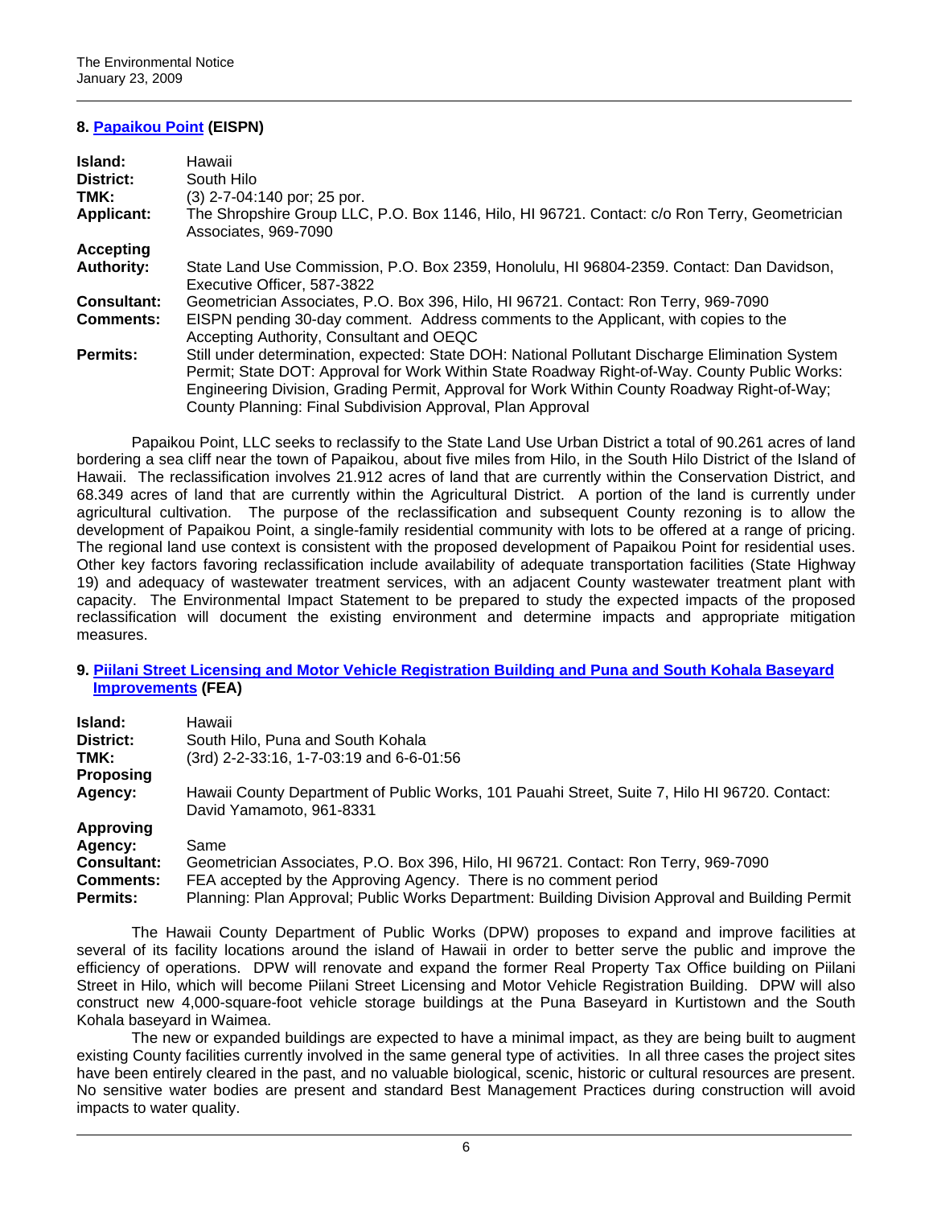### 8. Papaikou Point (EISPN)

| | |
|---|---|
| **Island:** | Hawaii |
| **District:** | South Hilo |
| **TMK:** | (3) 2-7-04:140 por; 25 por. |
| **Applicant:** | The Shropshire Group LLC, P.O. Box 1146, Hilo, HI 96721. Contact: c/o Ron Terry, Geometrician Associates, 969-7090 |
| **Accepting Authority:** | State Land Use Commission, P.O. Box 2359, Honolulu, HI 96804-2359. Contact: Dan Davidson, Executive Officer, 587-3822 |
| **Consultant:** | Geometrician Associates, P.O. Box 396, Hilo, HI 96721. Contact: Ron Terry, 969-7090 |
| **Comments:** | EISPN pending 30-day comment. Address comments to the Applicant, with copies to the Accepting Authority, Consultant and OEQC |
| **Permits:** | Still under determination, expected: State DOH: National Pollutant Discharge Elimination System Permit; State DOT: Approval for Work Within State Roadway Right-of-Way. County Public Works: Engineering Division, Grading Permit, Approval for Work Within County Roadway Right-of-Way; County Planning: Final Subdivision Approval, Plan Approval |

Papaikou Point, LLC seeks to reclassify to the State Land Use Urban District a total of 90.261 acres of land bordering a sea cliff near the town of Papaikou, about five miles from Hilo, in the South Hilo District of the Island of Hawaii. The reclassification involves 21.912 acres of land that are currently within the Conservation District, and 68.349 acres of land that are currently within the Agricultural District. A portion of the land is currently under agricultural cultivation. The purpose of the reclassification and subsequent County rezoning is to allow the development of Papaikou Point, a single-family residential community with lots to be offered at a range of pricing. The regional land use context is consistent with the proposed development of Papaikou Point for residential uses. Other key factors favoring reclassification include availability of adequate transportation facilities (State Highway 19) and adequacy of wastewater treatment services, with an adjacent County wastewater treatment plant with capacity. The Environmental Impact Statement to be prepared to study the expected impacts of the proposed reclassification will document the existing environment and determine impacts and appropriate mitigation measures.

### 9. Piilani Street Licensing and Motor Vehicle Registration Building and Puna and South Kohala Baseyard Improvements (FEA)

| | |
|---|---|
| **Island:** | Hawaii |
| **District:** | South Hilo, Puna and South Kohala |
| **TMK:** | (3rd) 2-2-33:16, 1-7-03:19 and 6-6-01:56 |
| **Proposing Agency:** | Hawaii County Department of Public Works, 101 Pauahi Street, Suite 7, Hilo HI 96720. Contact: David Yamamoto, 961-8331 |
| **Approving Agency:** | Same |
| **Consultant:** | Geometrician Associates, P.O. Box 396, Hilo, HI 96721. Contact: Ron Terry, 969-7090 |
| **Comments:** | FEA accepted by the Approving Agency. There is no comment period |
| **Permits:** | Planning: Plan Approval; Public Works Department: Building Division Approval and Building Permit |

The Hawaii County Department of Public Works (DPW) proposes to expand and improve facilities at several of its facility locations around the island of Hawaii in order to better serve the public and improve the efficiency of operations. DPW will renovate and expand the former Real Property Tax Office building on Piilani Street in Hilo, which will become Piilani Street Licensing and Motor Vehicle Registration Building. DPW will also construct new 4,000-square-foot vehicle storage buildings at the Puna Baseyard in Kurtistown and the South Kohala baseyard in Waimea.

The new or expanded buildings are expected to have a minimal impact, as they are being built to augment existing County facilities currently involved in the same general type of activities. In all three cases the project sites have been entirely cleared in the past, and no valuable biological, scenic, historic or cultural resources are present. No sensitive water bodies are present and standard Best Management Practices during construction will avoid impacts to water quality.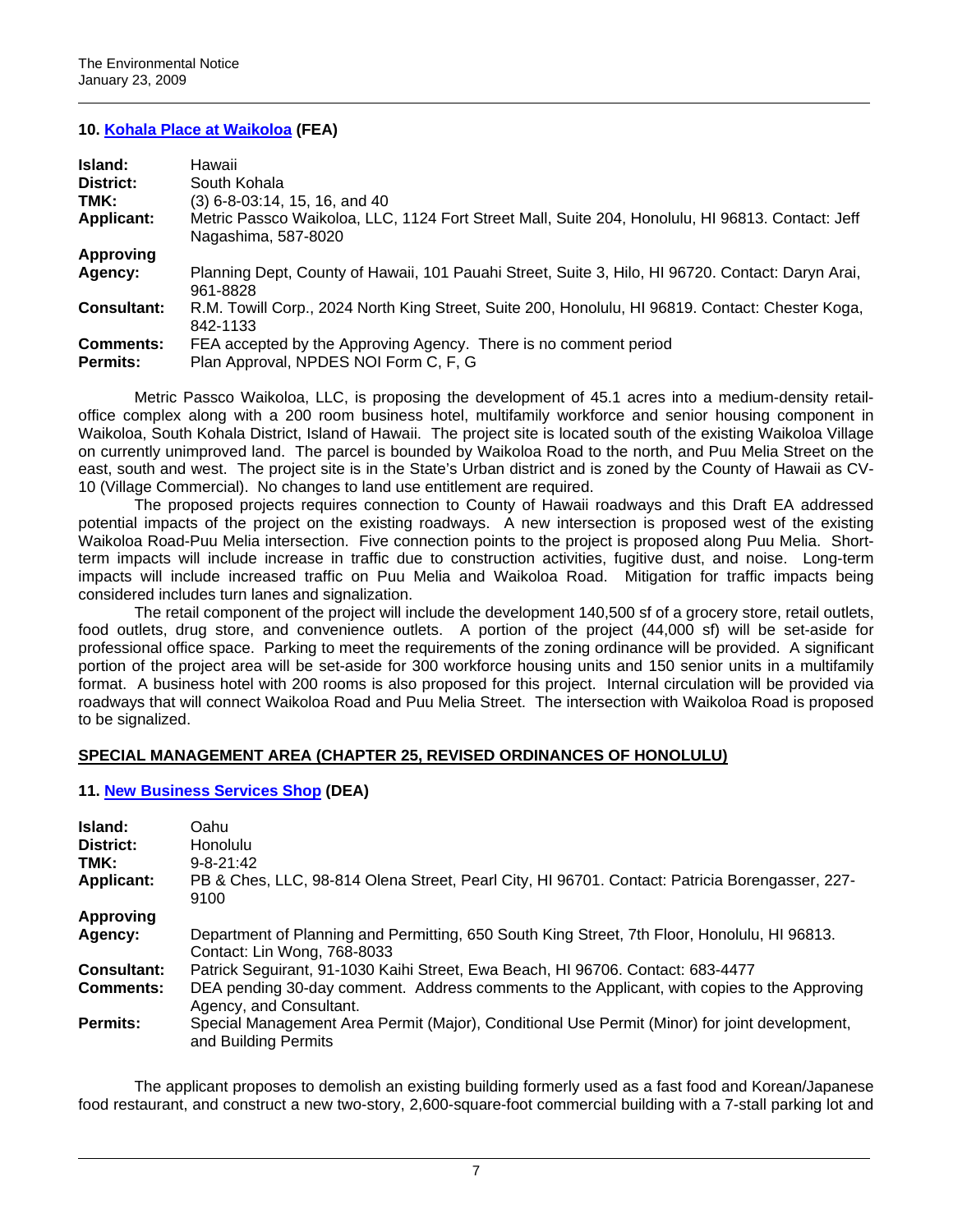### 10. [Kohala Place at Waikoloa](#) (FEA)

| | |
|---|---|
| **Island:** | Hawaii |
| **District:** | South Kohala |
| **TMK:** | (3) 6-8-03:14, 15, 16, and 40 |
| **Applicant:** | Metric Passco Waikoloa, LLC, 1124 Fort Street Mall, Suite 204, Honolulu, HI 96813. Contact: Jeff Nagashima, 587-8020 |
| **Approving Agency:** | Planning Dept, County of Hawaii, 101 Pauahi Street, Suite 3, Hilo, HI 96720. Contact: Daryn Arai, 961-8828 |
| **Consultant:** | R.M. Towill Corp., 2024 North King Street, Suite 200, Honolulu, HI 96819. Contact: Chester Koga, 842-1133 |
| **Comments:** | FEA accepted by the Approving Agency. There is no comment period |
| **Permits:** | Plan Approval, NPDES NOI Form C, F, G |

Metric Passco Waikoloa, LLC, is proposing the development of 45.1 acres into a medium-density retail-office complex along with a 200 room business hotel, multifamily workforce and senior housing component in Waikoloa, South Kohala District, Island of Hawaii. The project site is located south of the existing Waikoloa Village on currently unimproved land. The parcel is bounded by Waikoloa Road to the north, and Puu Melia Street on the east, south and west. The project site is in the State's Urban district and is zoned by the County of Hawaii as CV-10 (Village Commercial). No changes to land use entitlement are required.

The proposed projects requires connection to County of Hawaii roadways and this Draft EA addressed potential impacts of the project on the existing roadways. A new intersection is proposed west of the existing Waikoloa Road-Puu Melia intersection. Five connection points to the project is proposed along Puu Melia. Short-term impacts will include increase in traffic due to construction activities, fugitive dust, and noise. Long-term impacts will include increased traffic on Puu Melia and Waikoloa Road. Mitigation for traffic impacts being considered includes turn lanes and signalization.

The retail component of the project will include the development 140,500 sf of a grocery store, retail outlets, food outlets, drug store, and convenience outlets. A portion of the project (44,000 sf) will be set-aside for professional office space. Parking to meet the requirements of the zoning ordinance will be provided. A significant portion of the project area will be set-aside for 300 workforce housing units and 150 senior units in a multifamily format. A business hotel with 200 rooms is also proposed for this project. Internal circulation will be provided via roadways that will connect Waikoloa Road and Puu Melia Street. The intersection with Waikoloa Road is proposed to be signalized.

## SPECIAL MANAGEMENT AREA (CHAPTER 25, REVISED ORDINANCES OF HONOLULU)

### 11. [New Business Services Shop](#) (DEA)

| | |
|---|---|
| **Island:** | Oahu |
| **District:** | Honolulu |
| **TMK:** | 9-8-21:42 |
| **Applicant:** | PB & Ches, LLC, 98-814 Olena Street, Pearl City, HI 96701. Contact: Patricia Borengasser, 227-9100 |
| **Approving Agency:** | Department of Planning and Permitting, 650 South King Street, 7th Floor, Honolulu, HI 96813. Contact: Lin Wong, 768-8033 |
| **Consultant:** | Patrick Seguirant, 91-1030 Kaihi Street, Ewa Beach, HI 96706. Contact: 683-4477 |
| **Comments:** | DEA pending 30-day comment. Address comments to the Applicant, with copies to the Approving Agency, and Consultant. |
| **Permits:** | Special Management Area Permit (Major), Conditional Use Permit (Minor) for joint development, and Building Permits |

The applicant proposes to demolish an existing building formerly used as a fast food and Korean/Japanese food restaurant, and construct a new two-story, 2,600-square-foot commercial building with a 7-stall parking lot and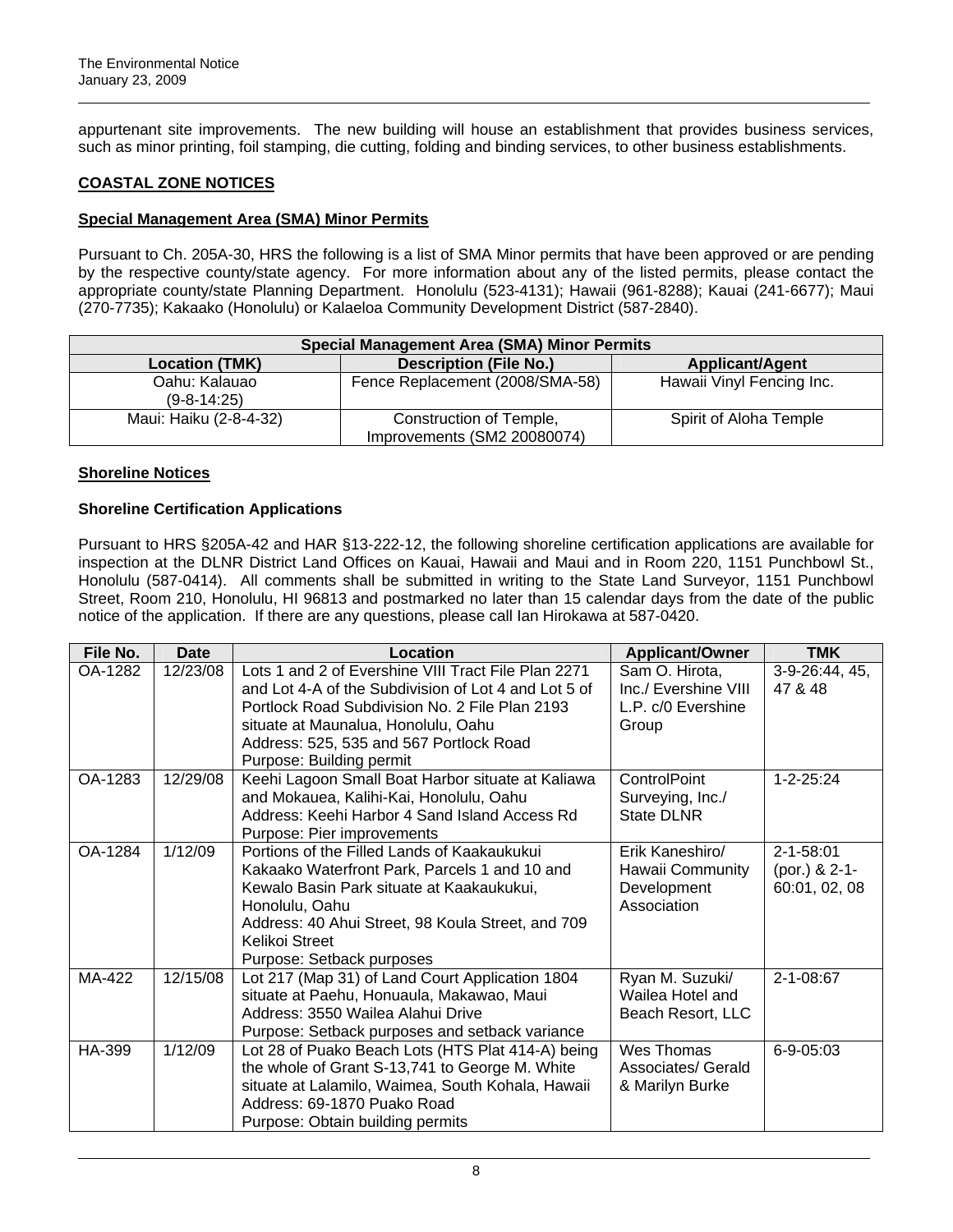appurtenant site improvements. The new building will house an establishment that provides business services, such as minor printing, foil stamping, die cutting, folding and binding services, to other business establishments.

## COASTAL ZONE NOTICES

### Special Management Area (SMA) Minor Permits

Pursuant to Ch. 205A-30, HRS the following is a list of SMA Minor permits that have been approved or are pending by the respective county/state agency. For more information about any of the listed permits, please contact the appropriate county/state Planning Department. Honolulu (523-4131); Hawaii (961-8288); Kauai (241-6677); Maui (270-7735); Kakaako (Honolulu) or Kalaeloa Community Development District (587-2840).

| Special Management Area (SMA) Minor Permits | | |
|---|---|---|
| **Location (TMK)** | **Description (File No.)** | **Applicant/Agent** |
| Oahu: Kalauao (9-8-14:25) | Fence Replacement (2008/SMA-58) | Hawaii Vinyl Fencing Inc. |
| Maui: Haiku (2-8-4-32) | Construction of Temple, Improvements (SM2 20080074) | Spirit of Aloha Temple |

### Shoreline Notices

#### Shoreline Certification Applications

Pursuant to HRS §205A-42 and HAR §13-222-12, the following shoreline certification applications are available for inspection at the DLNR District Land Offices on Kauai, Hawaii and Maui and in Room 220, 1151 Punchbowl St., Honolulu (587-0414). All comments shall be submitted in writing to the State Land Surveyor, 1151 Punchbowl Street, Room 210, Honolulu, HI 96813 and postmarked no later than 15 calendar days from the date of the public notice of the application. If there are any questions, please call Ian Hirokawa at 587-0420.

| File No. | Date | Location | Applicant/Owner | TMK |
|---|---|---|---|---|
| OA-1282 | 12/23/08 | Lots 1 and 2 of Evershine VIII Tract File Plan 2271 and Lot 4-A of the Subdivision of Lot 4 and Lot 5 of Portlock Road Subdivision No. 2 File Plan 2193 situate at Maunalua, Honolulu, Oahu<br>Address: 525, 535 and 567 Portlock Road<br>Purpose: Building permit | Sam O. Hirota, Inc./ Evershine VIII L.P. c/0 Evershine Group | 3-9-26:44, 45, 47 & 48 |
| OA-1283 | 12/29/08 | Keehi Lagoon Small Boat Harbor situate at Kaliawa and Mokauea, Kalihi-Kai, Honolulu, Oahu<br>Address: Keehi Harbor 4 Sand Island Access Rd<br>Purpose: Pier improvements | ControlPoint Surveying, Inc./ State DLNR | 1-2-25:24 |
| OA-1284 | 1/12/09 | Portions of the Filled Lands of Kaakaukukui Kakaako Waterfront Park, Parcels 1 and 10 and Kewalo Basin Park situate at Kaakaukukui, Honolulu, Oahu<br>Address: 40 Ahui Street, 98 Koula Street, and 709 Kelikoi Street<br>Purpose: Setback purposes | Erik Kaneshiro/ Hawaii Community Development Association | 2-1-58:01 (por.) & 2-1-60:01, 02, 08 |
| MA-422 | 12/15/08 | Lot 217 (Map 31) of Land Court Application 1804 situate at Paehu, Honuaula, Makawao, Maui<br>Address: 3550 Wailea Alahui Drive<br>Purpose: Setback purposes and setback variance | Ryan M. Suzuki/ Wailea Hotel and Beach Resort, LLC | 2-1-08:67 |
| HA-399 | 1/12/09 | Lot 28 of Puako Beach Lots (HTS Plat 414-A) being the whole of Grant S-13,741 to George M. White situate at Lalamilo, Waimea, South Kohala, Hawaii<br>Address: 69-1870 Puako Road<br>Purpose: Obtain building permits | Wes Thomas Associates/ Gerald & Marilyn Burke | 6-9-05:03 |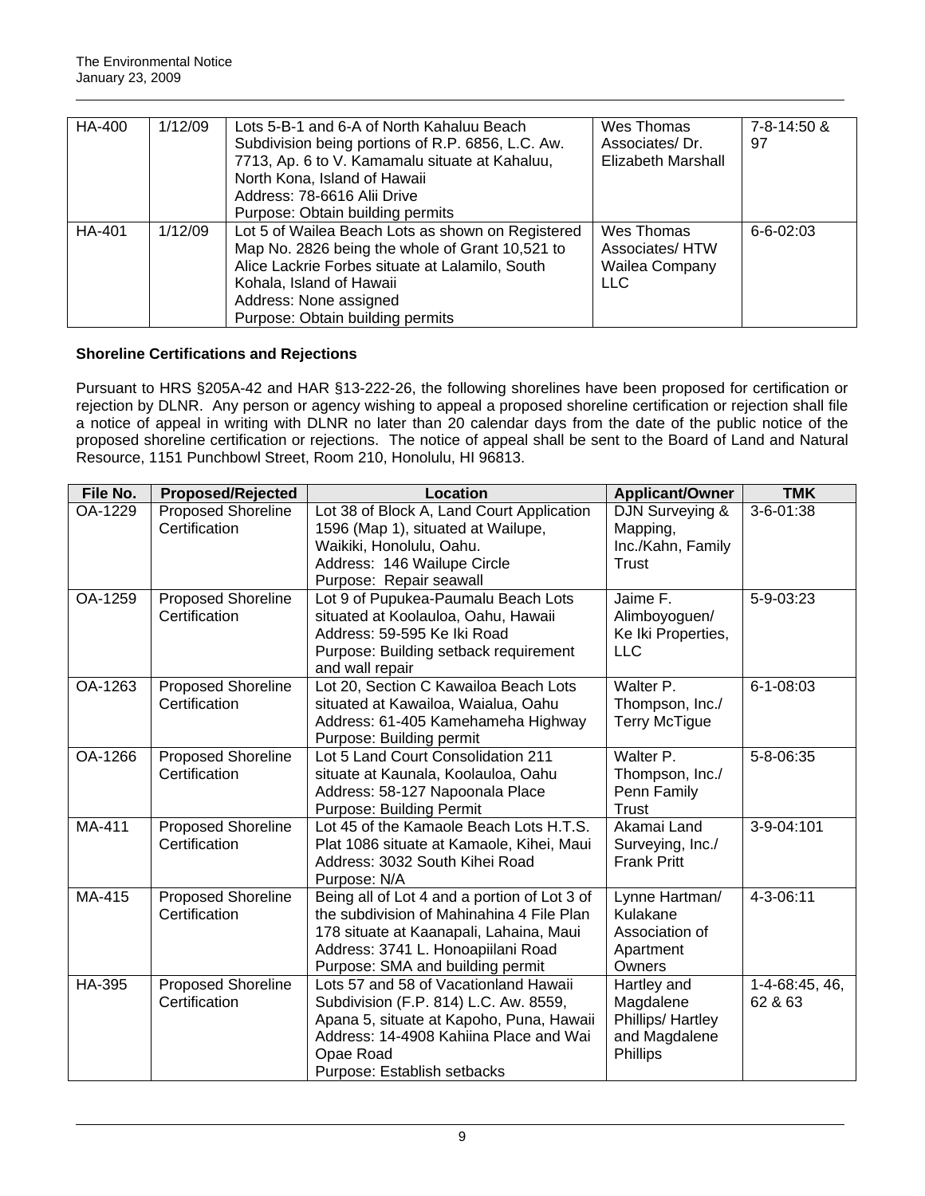| HA-400 | 1/12/09 | Lots 5-B-1 and 6-A of North Kahaluu Beach Subdivision being portions of R.P. 6856, L.C. Aw. 7713, Ap. 6 to V. Kamamalu situate at Kahaluu, North Kona, Island of Hawaii<br>Address: 78-6616 Alii Drive<br>Purpose: Obtain building permits | Wes Thomas Associates/ Dr. Elizabeth Marshall | 7-8-14:50 & 97 |
|---|---|---|---|---|
| HA-401 | 1/12/09 | Lot 5 of Wailea Beach Lots as shown on Registered Map No. 2826 being the whole of Grant 10,521 to Alice Lackrie Forbes situate at Lalamilo, South Kohala, Island of Hawaii<br>Address: None assigned<br>Purpose: Obtain building permits | Wes Thomas Associates/ HTW Wailea Company LLC | 6-6-02:03 |

### Shoreline Certifications and Rejections

Pursuant to HRS §205A-42 and HAR §13-222-26, the following shorelines have been proposed for certification or rejection by DLNR. Any person or agency wishing to appeal a proposed shoreline certification or rejection shall file a notice of appeal in writing with DLNR no later than 20 calendar days from the date of the public notice of the proposed shoreline certification or rejections. The notice of appeal shall be sent to the Board of Land and Natural Resource, 1151 Punchbowl Street, Room 210, Honolulu, HI 96813.

| File No. | Proposed/Rejected | Location | Applicant/Owner | TMK |
|---|---|---|---|---|
| OA-1229 | Proposed Shoreline Certification | Lot 38 of Block A, Land Court Application 1596 (Map 1), situated at Wailupe, Waikiki, Honolulu, Oahu.<br>Address: 146 Wailupe Circle<br>Purpose: Repair seawall | DJN Surveying & Mapping, Inc./Kahn, Family Trust | 3-6-01:38 |
| OA-1259 | Proposed Shoreline Certification | Lot 9 of Pupukea-Paumalu Beach Lots situated at Koolauloa, Oahu, Hawaii<br>Address: 59-595 Ke Iki Road<br>Purpose: Building setback requirement and wall repair | Jaime F. Alimboyoguen/ Ke Iki Properties, LLC | 5-9-03:23 |
| OA-1263 | Proposed Shoreline Certification | Lot 20, Section C Kawailoa Beach Lots situated at Kawailoa, Waialua, Oahu<br>Address: 61-405 Kamehameha Highway<br>Purpose: Building permit | Walter P. Thompson, Inc./ Terry McTigue | 6-1-08:03 |
| OA-1266 | Proposed Shoreline Certification | Lot 5 Land Court Consolidation 211 situate at Kaunala, Koolauloa, Oahu<br>Address: 58-127 Napoonala Place<br>Purpose: Building Permit | Walter P. Thompson, Inc./ Penn Family Trust | 5-8-06:35 |
| MA-411 | Proposed Shoreline Certification | Lot 45 of the Kamaole Beach Lots H.T.S. Plat 1086 situate at Kamaole, Kihei, Maui<br>Address: 3032 South Kihei Road<br>Purpose: N/A | Akamai Land Surveying, Inc./ Frank Pritt | 3-9-04:101 |
| MA-415 | Proposed Shoreline Certification | Being all of Lot 4 and a portion of Lot 3 of the subdivision of Mahinahina 4 File Plan 178 situate at Kaanapali, Lahaina, Maui<br>Address: 3741 L. Honoapiilani Road<br>Purpose: SMA and building permit | Lynne Hartman/ Kulakane Association of Apartment Owners | 4-3-06:11 |
| HA-395 | Proposed Shoreline Certification | Lots 57 and 58 of Vacationland Hawaii Subdivision (F.P. 814) L.C. Aw. 8559, Apana 5, situate at Kapoho, Puna, Hawaii<br>Address: 14-4908 Kahiina Place and Wai Opae Road<br>Purpose: Establish setbacks | Hartley and Magdalene Phillips/ Hartley and Magdalene Phillips | 1-4-68:45, 46, 62 & 63 |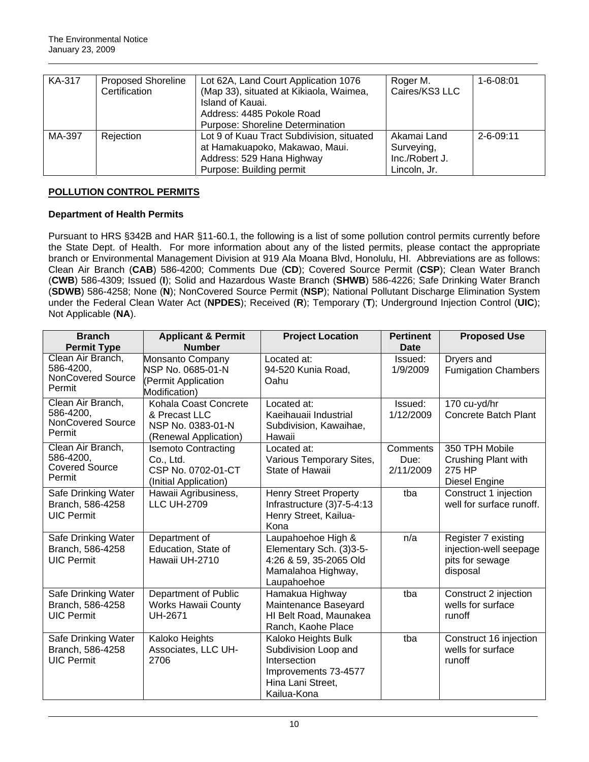| KA-317 | Proposed Shoreline Certification | Lot 62A, Land Court Application 1076 (Map 33), situated at Kikiaola, Waimea, Island of Kauai. Address: 4485 Pokole Road Purpose: Shoreline Determination | Roger M. Caires/KS3 LLC | 1-6-08:01 |
|---|---|---|---|---|
| MA-397 | Rejection | Lot 9 of Kuau Tract Subdivision, situated at Hamakuapoko, Makawao, Maui. Address: 529 Hana Highway Purpose: Building permit | Akamai Land Surveying, Inc./Robert J. Lincoln, Jr. | 2-6-09:11 |

## POLLUTION CONTROL PERMITS

### Department of Health Permits

Pursuant to HRS §342B and HAR §11-60.1, the following is a list of some pollution control permits currently before the State Dept. of Health. For more information about any of the listed permits, please contact the appropriate branch or Environmental Management Division at 919 Ala Moana Blvd, Honolulu, HI. Abbreviations are as follows: Clean Air Branch (**CAB**) 586-4200; Comments Due (**CD**); Covered Source Permit (**CSP**); Clean Water Branch (**CWB**) 586-4309; Issued (**I**); Solid and Hazardous Waste Branch (**SHWB**) 586-4226; Safe Drinking Water Branch (**SDWB**) 586-4258; None (**N**); NonCovered Source Permit (**NSP**); National Pollutant Discharge Elimination System under the Federal Clean Water Act (**NPDES**); Received (**R**); Temporary (**T**); Underground Injection Control (**UIC**); Not Applicable (**NA**).

| Branch Permit Type | Applicant & Permit Number | Project Location | Pertinent Date | Proposed Use |
|---|---|---|---|---|
| Clean Air Branch, 586-4200, NonCovered Source Permit | Monsanto Company NSP No. 0685-01-N (Permit Application Modification) | Located at: 94-520 Kunia Road, Oahu | Issued: 1/9/2009 | Dryers and Fumigation Chambers |
| Clean Air Branch, 586-4200, NonCovered Source Permit | Kohala Coast Concrete & Precast LLC NSP No. 0383-01-N (Renewal Application) | Located at: Kaeihauaii Industrial Subdivision, Kawaihae, Hawaii | Issued: 1/12/2009 | 170 cu-yd/hr Concrete Batch Plant |
| Clean Air Branch, 586-4200, Covered Source Permit | Isemoto Contracting Co., Ltd. CSP No. 0702-01-CT (Initial Application) | Located at: Various Temporary Sites, State of Hawaii | Comments Due: 2/11/2009 | 350 TPH Mobile Crushing Plant with 275 HP Diesel Engine |
| Safe Drinking Water Branch, 586-4258 UIC Permit | Hawaii Agribusiness, LLC UH-2709 | Henry Street Property Infrastructure (3)7-5-4:13 Henry Street, Kailua-Kona | tba | Construct 1 injection well for surface runoff. |
| Safe Drinking Water Branch, 586-4258 UIC Permit | Department of Education, State of Hawaii UH-2710 | Laupahoehoe High & Elementary Sch. (3)3-5-4:26 & 59, 35-2065 Old Mamalahoa Highway, Laupahoehoe | n/a | Register 7 existing injection-well seepage pits for sewage disposal |
| Safe Drinking Water Branch, 586-4258 UIC Permit | Department of Public Works Hawaii County UH-2671 | Hamakua Highway Maintenance Baseyard HI Belt Road, Maunakea Ranch, Kaohe Place | tba | Construct 2 injection wells for surface runoff |
| Safe Drinking Water Branch, 586-4258 UIC Permit | Kaloko Heights Associates, LLC UH-2706 | Kaloko Heights Bulk Subdivision Loop and Intersection Improvements 73-4577 Hina Lani Street, Kailua-Kona | tba | Construct 16 injection wells for surface runoff |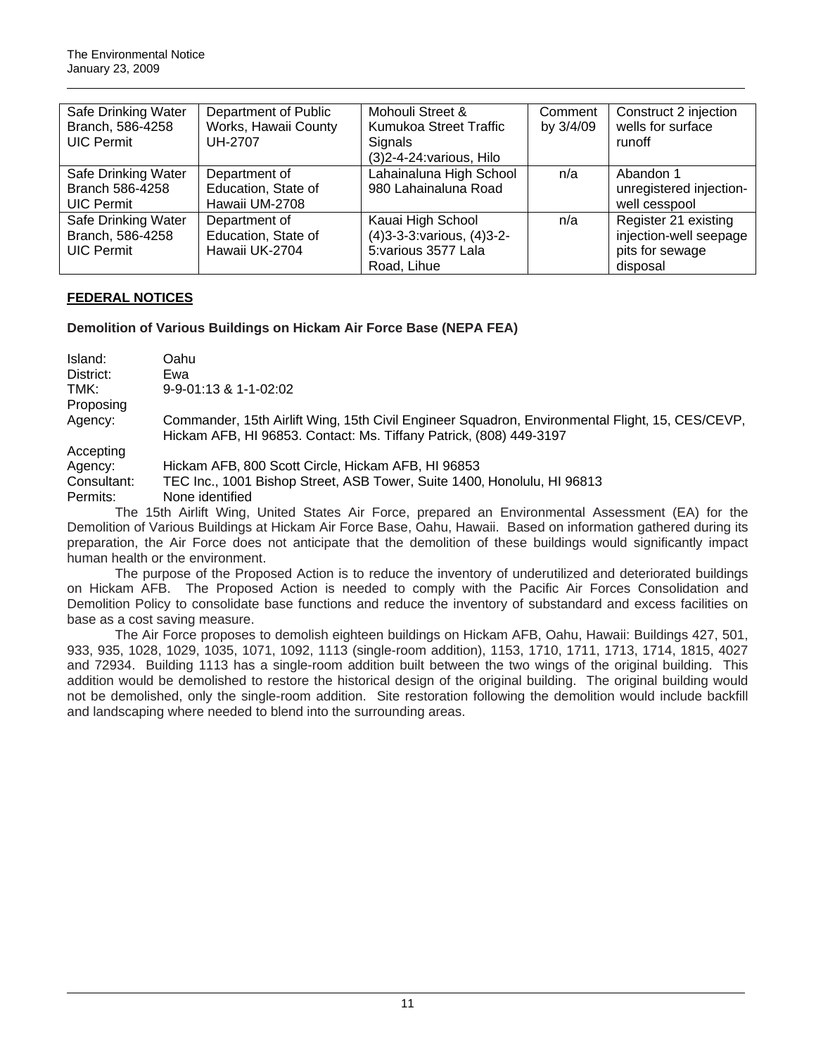| Safe Drinking Water Branch, 586-4258 UIC Permit | Department of Public Works, Hawaii County UH-2707 | Mohouli Street & Kumukoa Street Traffic Signals (3)2-4-24:various, Hilo | Comment by 3/4/09 | Construct 2 injection wells for surface runoff |
|---|---|---|---|---|
| Safe Drinking Water Branch 586-4258 UIC Permit | Department of Education, State of Hawaii UM-2708 | Lahainaluna High School 980 Lahainaluna Road | n/a | Abandon 1 unregistered injection-well cesspool |
| Safe Drinking Water Branch, 586-4258 UIC Permit | Department of Education, State of Hawaii UK-2704 | Kauai High School (4)3-3-3:various, (4)3-2-5:various 3577 Lala Road, Lihue | n/a | Register 21 existing injection-well seepage pits for sewage disposal |

## FEDERAL NOTICES

### Demolition of Various Buildings on Hickam Air Force Base (NEPA FEA)

Island: Oahu
District: Ewa
TMK: 9-9-01:13 & 1-1-02:02
Proposing Agency: Commander, 15th Airlift Wing, 15th Civil Engineer Squadron, Environmental Flight, 15, CES/CEVP, Hickam AFB, HI 96853. Contact: Ms. Tiffany Patrick, (808) 449-3197
Accepting Agency: Hickam AFB, 800 Scott Circle, Hickam AFB, HI 96853
Consultant: TEC Inc., 1001 Bishop Street, ASB Tower, Suite 1400, Honolulu, HI 96813
Permits: None identified

The 15th Airlift Wing, United States Air Force, prepared an Environmental Assessment (EA) for the Demolition of Various Buildings at Hickam Air Force Base, Oahu, Hawaii. Based on information gathered during its preparation, the Air Force does not anticipate that the demolition of these buildings would significantly impact human health or the environment.

The purpose of the Proposed Action is to reduce the inventory of underutilized and deteriorated buildings on Hickam AFB. The Proposed Action is needed to comply with the Pacific Air Forces Consolidation and Demolition Policy to consolidate base functions and reduce the inventory of substandard and excess facilities on base as a cost saving measure.

The Air Force proposes to demolish eighteen buildings on Hickam AFB, Oahu, Hawaii: Buildings 427, 501, 933, 935, 1028, 1029, 1035, 1071, 1092, 1113 (single-room addition), 1153, 1710, 1711, 1713, 1714, 1815, 4027 and 72934. Building 1113 has a single-room addition built between the two wings of the original building. This addition would be demolished to restore the historical design of the original building. The original building would not be demolished, only the single-room addition. Site restoration following the demolition would include backfill and landscaping where needed to blend into the surrounding areas.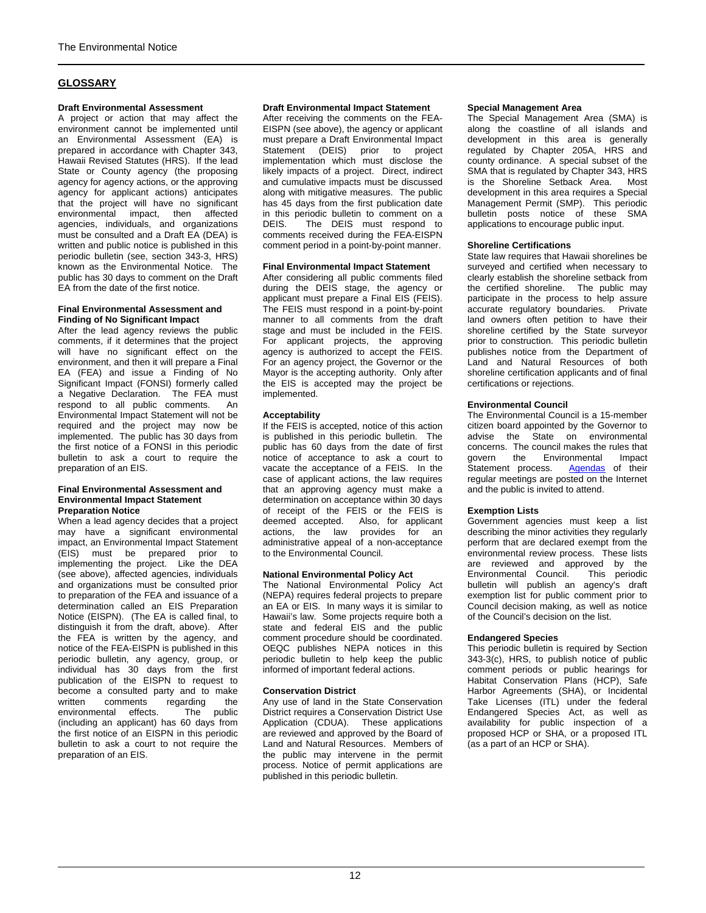## GLOSSARY

### Draft Environmental Assessment

A project or action that may affect the environment cannot be implemented until an Environmental Assessment (EA) is prepared in accordance with Chapter 343, Hawaii Revised Statutes (HRS). If the lead State or County agency (the proposing agency for agency actions, or the approving agency for applicant actions) anticipates that the project will have no significant environmental impact, then affected agencies, individuals, and organizations must be consulted and a Draft EA (DEA) is written and public notice is published in this periodic bulletin (see, section 343-3, HRS) known as the Environmental Notice. The public has 30 days to comment on the Draft EA from the date of the first notice.

### Final Environmental Assessment and Finding of No Significant Impact

After the lead agency reviews the public comments, if it determines that the project will have no significant effect on the environment, and then it will prepare a Final EA (FEA) and issue a Finding of No Significant Impact (FONSI) formerly called a Negative Declaration. The FEA must respond to all public comments. An Environmental Impact Statement will not be required and the project may now be implemented. The public has 30 days from the first notice of a FONSI in this periodic bulletin to ask a court to require the preparation of an EIS.

### Final Environmental Assessment and Environmental Impact Statement Preparation Notice

When a lead agency decides that a project may have a significant environmental impact, an Environmental Impact Statement (EIS) must be prepared prior to implementing the project. Like the DEA (see above), affected agencies, individuals and organizations must be consulted prior to preparation of the FEA and issuance of a determination called an EIS Preparation Notice (EISPN). (The EA is called final, to distinguish it from the draft, above). After the FEA is written by the agency, and notice of the FEA-EISPN is published in this periodic bulletin, any agency, group, or individual has 30 days from the first publication of the EISPN to request to become a consulted party and to make written comments regarding the environmental effects. The public (including an applicant) has 60 days from the first notice of an EISPN in this periodic bulletin to ask a court to not require the preparation of an EIS.

### Draft Environmental Impact Statement

After receiving the comments on the FEA-EISPN (see above), the agency or applicant must prepare a Draft Environmental Impact Statement (DEIS) prior to project implementation which must disclose the likely impacts of a project. Direct, indirect and cumulative impacts must be discussed along with mitigative measures. The public has 45 days from the first publication date in this periodic bulletin to comment on a DEIS. The DEIS must respond to comments received during the FEA-EISPN comment period in a point-by-point manner.

### Final Environmental Impact Statement

After considering all public comments filed during the DEIS stage, the agency or applicant must prepare a Final EIS (FEIS). The FEIS must respond in a point-by-point manner to all comments from the draft stage and must be included in the FEIS. For applicant projects, the approving agency is authorized to accept the FEIS. For an agency project, the Governor or the Mayor is the accepting authority. Only after the EIS is accepted may the project be implemented.

### Acceptability

If the FEIS is accepted, notice of this action is published in this periodic bulletin. The public has 60 days from the date of first notice of acceptance to ask a court to vacate the acceptance of a FEIS. In the case of applicant actions, the law requires that an approving agency must make a determination on acceptance within 30 days of receipt of the FEIS or the FEIS is deemed accepted. Also, for applicant actions, the law provides for an administrative appeal of a non-acceptance to the Environmental Council.

### National Environmental Policy Act

The National Environmental Policy Act (NEPA) requires federal projects to prepare an EA or EIS. In many ways it is similar to Hawaii's law. Some projects require both a state and federal EIS and the public comment procedure should be coordinated. OEQC publishes NEPA notices in this periodic bulletin to help keep the public informed of important federal actions.

### Conservation District

Any use of land in the State Conservation District requires a Conservation District Use Application (CDUA). These applications are reviewed and approved by the Board of Land and Natural Resources. Members of the public may intervene in the permit process. Notice of permit applications are published in this periodic bulletin.

### Special Management Area

The Special Management Area (SMA) is along the coastline of all islands and development in this area is generally regulated by Chapter 205A, HRS and county ordinance. A special subset of the SMA that is regulated by Chapter 343, HRS is the Shoreline Setback Area. Most development in this area requires a Special Management Permit (SMP). This periodic bulletin posts notice of these SMA applications to encourage public input.

### Shoreline Certifications

State law requires that Hawaii shorelines be surveyed and certified when necessary to clearly establish the shoreline setback from the certified shoreline. The public may participate in the process to help assure accurate regulatory boundaries. Private land owners often petition to have their shoreline certified by the State surveyor prior to construction. This periodic bulletin publishes notice from the Department of Land and Natural Resources of both shoreline certification applicants and of final certifications or rejections.

### Environmental Council

The Environmental Council is a 15-member citizen board appointed by the Governor to advise the State on environmental concerns. The council makes the rules that govern the Environmental Impact Statement process. Agendas of their regular meetings are posted on the Internet and the public is invited to attend.

### Exemption Lists

Government agencies must keep a list describing the minor activities they regularly perform that are declared exempt from the environmental review process. These lists are reviewed and approved by the Environmental Council. This periodic bulletin will publish an agency's draft exemption list for public comment prior to Council decision making, as well as notice of the Council's decision on the list.

### Endangered Species

This periodic bulletin is required by Section 343-3(c), HRS, to publish notice of public comment periods or public hearings for Habitat Conservation Plans (HCP), Safe Harbor Agreements (SHA), or Incidental Take Licenses (ITL) under the federal Endangered Species Act, as well as availability for public inspection of a proposed HCP or SHA, or a proposed ITL (as a part of an HCP or SHA).